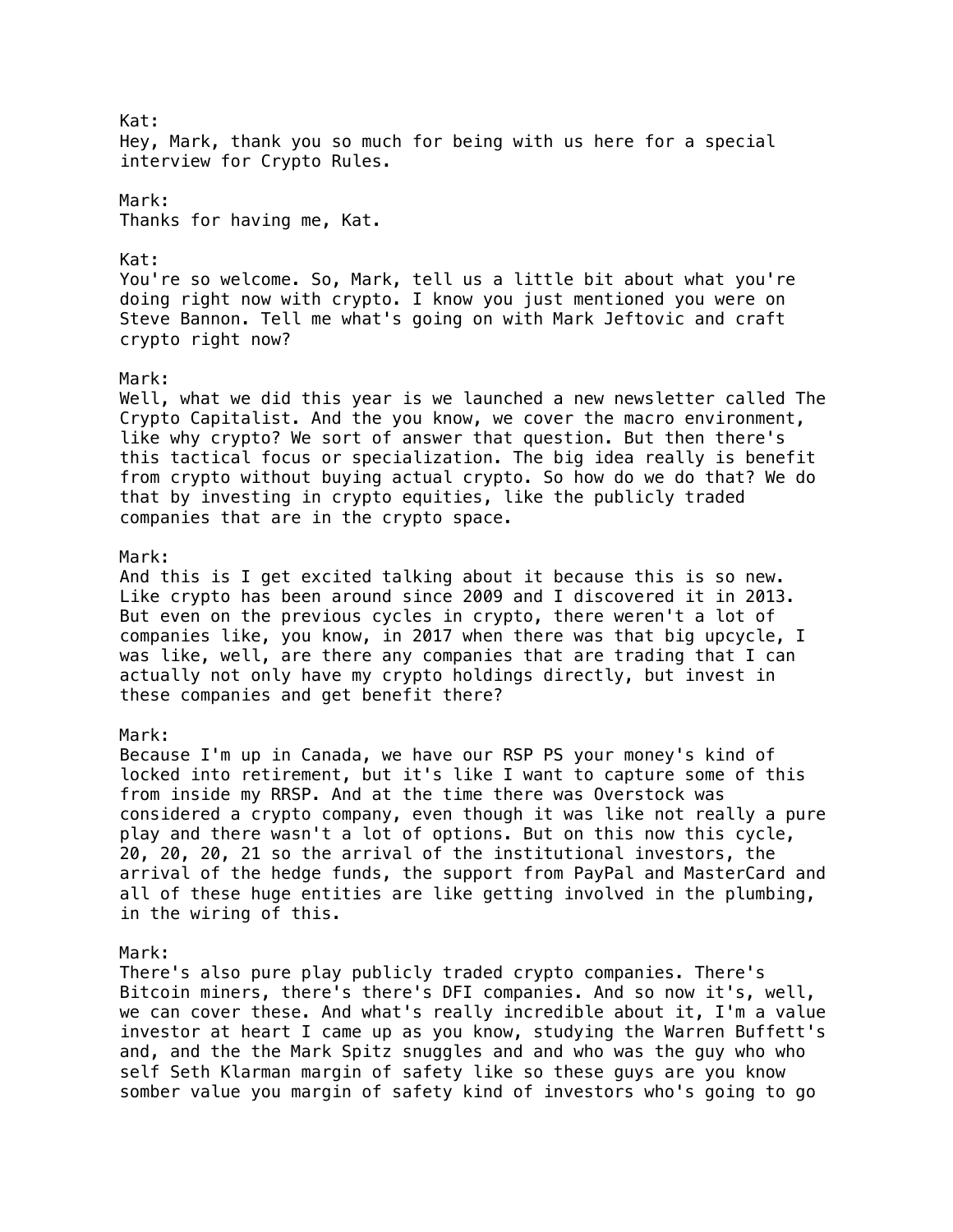Kat:
Hey, Mark, thank you so much for being with us here for a special interview for Crypto Rules.

Mark:
Thanks for having me, Kat.

Kat:
You're so welcome. So, Mark, tell us a little bit about what you're doing right now with crypto. I know you just mentioned you were on Steve Bannon. Tell me what's going on with Mark Jeftovic and craft crypto right now?

Mark:
Well, what we did this year is we launched a new newsletter called The Crypto Capitalist. And the you know, we cover the macro environment, like why crypto? We sort of answer that question. But then there's this tactical focus or specialization. The big idea really is benefit from crypto without buying actual crypto. So how do we do that? We do that by investing in crypto equities, like the publicly traded companies that are in the crypto space.

Mark:
And this is I get excited talking about it because this is so new. Like crypto has been around since 2009 and I discovered it in 2013. But even on the previous cycles in crypto, there weren't a lot of companies like, you know, in 2017 when there was that big upcycle, I was like, well, are there any companies that are trading that I can actually not only have my crypto holdings directly, but invest in these companies and get benefit there?

Mark:
Because I'm up in Canada, we have our RSP PS your money's kind of locked into retirement, but it's like I want to capture some of this from inside my RRSP. And at the time there was Overstock was considered a crypto company, even though it was like not really a pure play and there wasn't a lot of options. But on this now this cycle, 20, 20, 20, 21 so the arrival of the institutional investors, the arrival of the hedge funds, the support from PayPal and MasterCard and all of these huge entities are like getting involved in the plumbing, in the wiring of this.

Mark:
There's also pure play publicly traded crypto companies. There's Bitcoin miners, there's there's DFI companies. And so now it's, well, we can cover these. And what's really incredible about it, I'm a value investor at heart I came up as you know, studying the Warren Buffett's and, and the the Mark Spitz snuggles and and who was the guy who who self Seth Klarman margin of safety like so these guys are you know somber value you margin of safety kind of investors who's going to go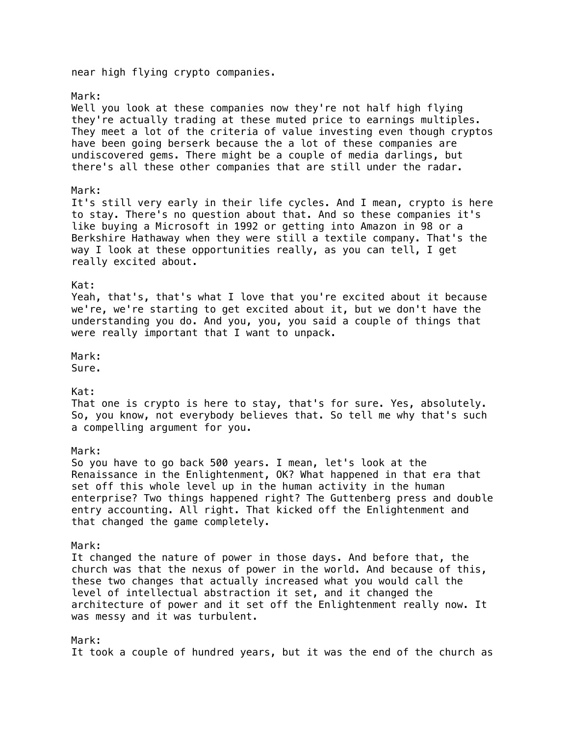near high flying crypto companies.

Mark:
Well you look at these companies now they're not half high flying they're actually trading at these muted price to earnings multiples. They meet a lot of the criteria of value investing even though cryptos have been going berserk because the a lot of these companies are undiscovered gems. There might be a couple of media darlings, but there's all these other companies that are still under the radar.

Mark:
It's still very early in their life cycles. And I mean, crypto is here to stay. There's no question about that. And so these companies it's like buying a Microsoft in 1992 or getting into Amazon in 98 or a Berkshire Hathaway when they were still a textile company. That's the way I look at these opportunities really, as you can tell, I get really excited about.

Kat:
Yeah, that's, that's what I love that you're excited about it because we're, we're starting to get excited about it, but we don't have the understanding you do. And you, you, you said a couple of things that were really important that I want to unpack.

Mark:
Sure.

Kat:
That one is crypto is here to stay, that's for sure. Yes, absolutely. So, you know, not everybody believes that. So tell me why that's such a compelling argument for you.

Mark:
So you have to go back 500 years. I mean, let's look at the Renaissance in the Enlightenment, OK? What happened in that era that set off this whole level up in the human activity in the human enterprise? Two things happened right? The Guttenberg press and double entry accounting. All right. That kicked off the Enlightenment and that changed the game completely.

Mark:
It changed the nature of power in those days. And before that, the church was that the nexus of power in the world. And because of this, these two changes that actually increased what you would call the level of intellectual abstraction it set, and it changed the architecture of power and it set off the Enlightenment really now. It was messy and it was turbulent.

Mark:
It took a couple of hundred years, but it was the end of the church as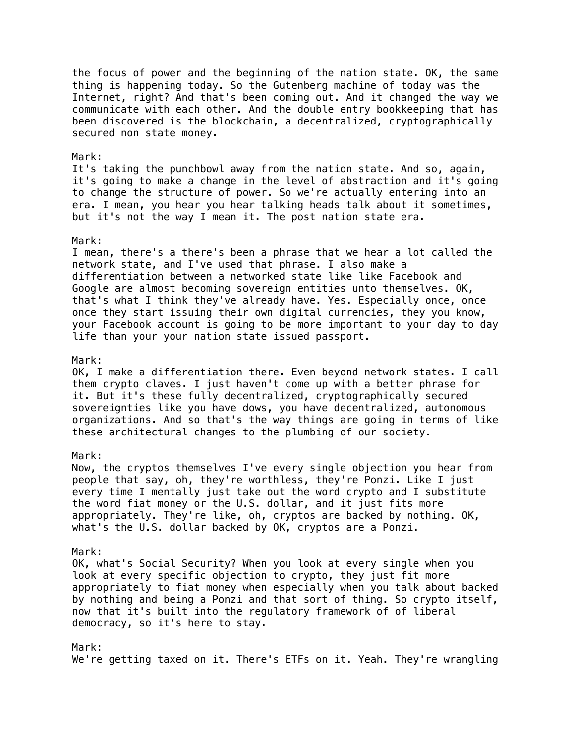the focus of power and the beginning of the nation state. OK, the same thing is happening today. So the Gutenberg machine of today was the Internet, right? And that's been coming out. And it changed the way we communicate with each other. And the double entry bookkeeping that has been discovered is the blockchain, a decentralized, cryptographically secured non state money.

Mark:
It's taking the punchbowl away from the nation state. And so, again, it's going to make a change in the level of abstraction and it's going to change the structure of power. So we're actually entering into an era. I mean, you hear you hear talking heads talk about it sometimes, but it's not the way I mean it. The post nation state era.

Mark:
I mean, there's a there's been a phrase that we hear a lot called the network state, and I've used that phrase. I also make a differentiation between a networked state like like Facebook and Google are almost becoming sovereign entities unto themselves. OK, that's what I think they've already have. Yes. Especially once, once once they start issuing their own digital currencies, they you know, your Facebook account is going to be more important to your day to day life than your your nation state issued passport.

Mark:
OK, I make a differentiation there. Even beyond network states. I call them crypto claves. I just haven't come up with a better phrase for it. But it's these fully decentralized, cryptographically secured sovereignties like you have dows, you have decentralized, autonomous organizations. And so that's the way things are going in terms of like these architectural changes to the plumbing of our society.

Mark:
Now, the cryptos themselves I've every single objection you hear from people that say, oh, they're worthless, they're Ponzi. Like I just every time I mentally just take out the word crypto and I substitute the word fiat money or the U.S. dollar, and it just fits more appropriately. They're like, oh, cryptos are backed by nothing. OK, what's the U.S. dollar backed by OK, cryptos are a Ponzi.

Mark:
OK, what's Social Security? When you look at every single when you look at every specific objection to crypto, they just fit more appropriately to fiat money when especially when you talk about backed by nothing and being a Ponzi and that sort of thing. So crypto itself, now that it's built into the regulatory framework of of liberal democracy, so it's here to stay.

Mark:
We're getting taxed on it. There's ETFs on it. Yeah. They're wrangling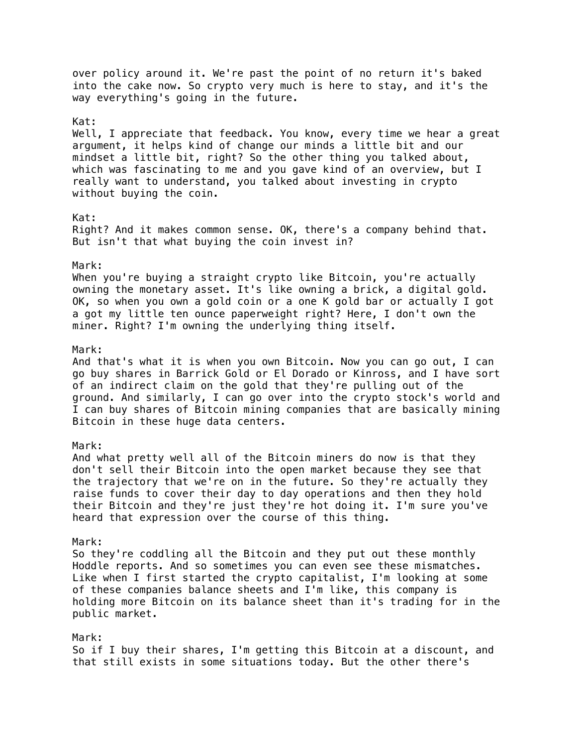over policy around it. We're past the point of no return it's baked into the cake now. So crypto very much is here to stay, and it's the way everything's going in the future.

Kat:
Well, I appreciate that feedback. You know, every time we hear a great argument, it helps kind of change our minds a little bit and our mindset a little bit, right? So the other thing you talked about, which was fascinating to me and you gave kind of an overview, but I really want to understand, you talked about investing in crypto without buying the coin.

Kat:
Right? And it makes common sense. OK, there's a company behind that. But isn't that what buying the coin invest in?

Mark:
When you're buying a straight crypto like Bitcoin, you're actually owning the monetary asset. It's like owning a brick, a digital gold. OK, so when you own a gold coin or a one K gold bar or actually I got a got my little ten ounce paperweight right? Here, I don't own the miner. Right? I'm owning the underlying thing itself.

Mark:
And that's what it is when you own Bitcoin. Now you can go out, I can go buy shares in Barrick Gold or El Dorado or Kinross, and I have sort of an indirect claim on the gold that they're pulling out of the ground. And similarly, I can go over into the crypto stock's world and I can buy shares of Bitcoin mining companies that are basically mining Bitcoin in these huge data centers.

Mark:
And what pretty well all of the Bitcoin miners do now is that they don't sell their Bitcoin into the open market because they see that the trajectory that we're on in the future. So they're actually they raise funds to cover their day to day operations and then they hold their Bitcoin and they're just they're hot doing it. I'm sure you've heard that expression over the course of this thing.

Mark:
So they're coddling all the Bitcoin and they put out these monthly Hoddle reports. And so sometimes you can even see these mismatches. Like when I first started the crypto capitalist, I'm looking at some of these companies balance sheets and I'm like, this company is holding more Bitcoin on its balance sheet than it's trading for in the public market.

Mark:
So if I buy their shares, I'm getting this Bitcoin at a discount, and that still exists in some situations today. But the other there's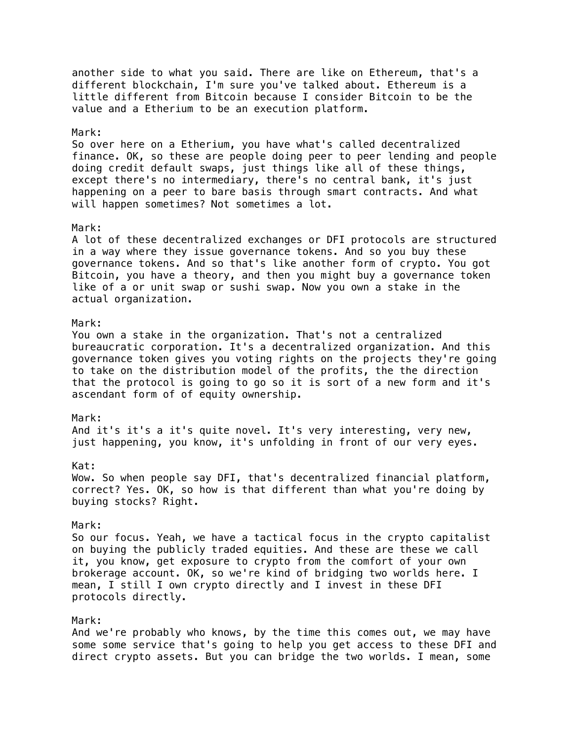another side to what you said. There are like on Ethereum, that's a different blockchain, I'm sure you've talked about. Ethereum is a little different from Bitcoin because I consider Bitcoin to be the value and a Etherium to be an execution platform.

Mark:
So over here on a Etherium, you have what's called decentralized finance. OK, so these are people doing peer to peer lending and people doing credit default swaps, just things like all of these things, except there's no intermediary, there's no central bank, it's just happening on a peer to bare basis through smart contracts. And what will happen sometimes? Not sometimes a lot.

Mark:
A lot of these decentralized exchanges or DFI protocols are structured in a way where they issue governance tokens. And so you buy these governance tokens. And so that's like another form of crypto. You got Bitcoin, you have a theory, and then you might buy a governance token like of a or unit swap or sushi swap. Now you own a stake in the actual organization.

Mark:
You own a stake in the organization. That's not a centralized bureaucratic corporation. It's a decentralized organization. And this governance token gives you voting rights on the projects they're going to take on the distribution model of the profits, the the direction that the protocol is going to go so it is sort of a new form and it's ascendant form of of equity ownership.

Mark:
And it's it's a it's quite novel. It's very interesting, very new, just happening, you know, it's unfolding in front of our very eyes.

Kat:
Wow. So when people say DFI, that's decentralized financial platform, correct? Yes. OK, so how is that different than what you're doing by buying stocks? Right.

Mark:
So our focus. Yeah, we have a tactical focus in the crypto capitalist on buying the publicly traded equities. And these are these we call it, you know, get exposure to crypto from the comfort of your own brokerage account. OK, so we're kind of bridging two worlds here. I mean, I still I own crypto directly and I invest in these DFI protocols directly.

Mark:
And we're probably who knows, by the time this comes out, we may have some some service that's going to help you get access to these DFI and direct crypto assets. But you can bridge the two worlds. I mean, some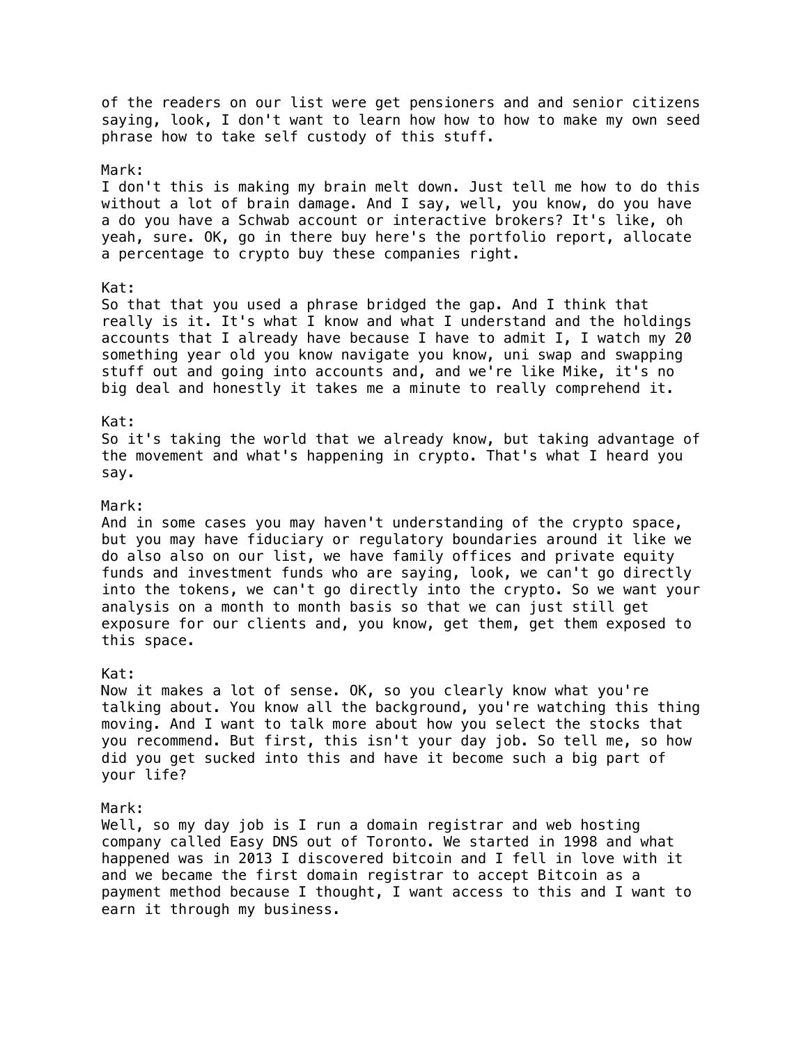of the readers on our list were get pensioners and and senior citizens saying, look, I don't want to learn how how to how to make my own seed phrase how to take self custody of this stuff.

Mark:
I don't this is making my brain melt down. Just tell me how to do this without a lot of brain damage. And I say, well, you know, do you have a do you have a Schwab account or interactive brokers? It's like, oh yeah, sure. OK, go in there buy here's the portfolio report, allocate a percentage to crypto buy these companies right.

Kat:
So that that you used a phrase bridged the gap. And I think that really is it. It's what I know and what I understand and the holdings accounts that I already have because I have to admit I, I watch my 20 something year old you know navigate you know, uni swap and swapping stuff out and going into accounts and, and we're like Mike, it's no big deal and honestly it takes me a minute to really comprehend it.

Kat:
So it's taking the world that we already know, but taking advantage of the movement and what's happening in crypto. That's what I heard you say.

Mark:
And in some cases you may haven't understanding of the crypto space, but you may have fiduciary or regulatory boundaries around it like we do also also on our list, we have family offices and private equity funds and investment funds who are saying, look, we can't go directly into the tokens, we can't go directly into the crypto. So we want your analysis on a month to month basis so that we can just still get exposure for our clients and, you know, get them, get them exposed to this space.

Kat:
Now it makes a lot of sense. OK, so you clearly know what you're talking about. You know all the background, you're watching this thing moving. And I want to talk more about how you select the stocks that you recommend. But first, this isn't your day job. So tell me, so how did you get sucked into this and have it become such a big part of your life?

Mark:
Well, so my day job is I run a domain registrar and web hosting company called Easy DNS out of Toronto. We started in 1998 and what happened was in 2013 I discovered bitcoin and I fell in love with it and we became the first domain registrar to accept Bitcoin as a payment method because I thought, I want access to this and I want to earn it through my business.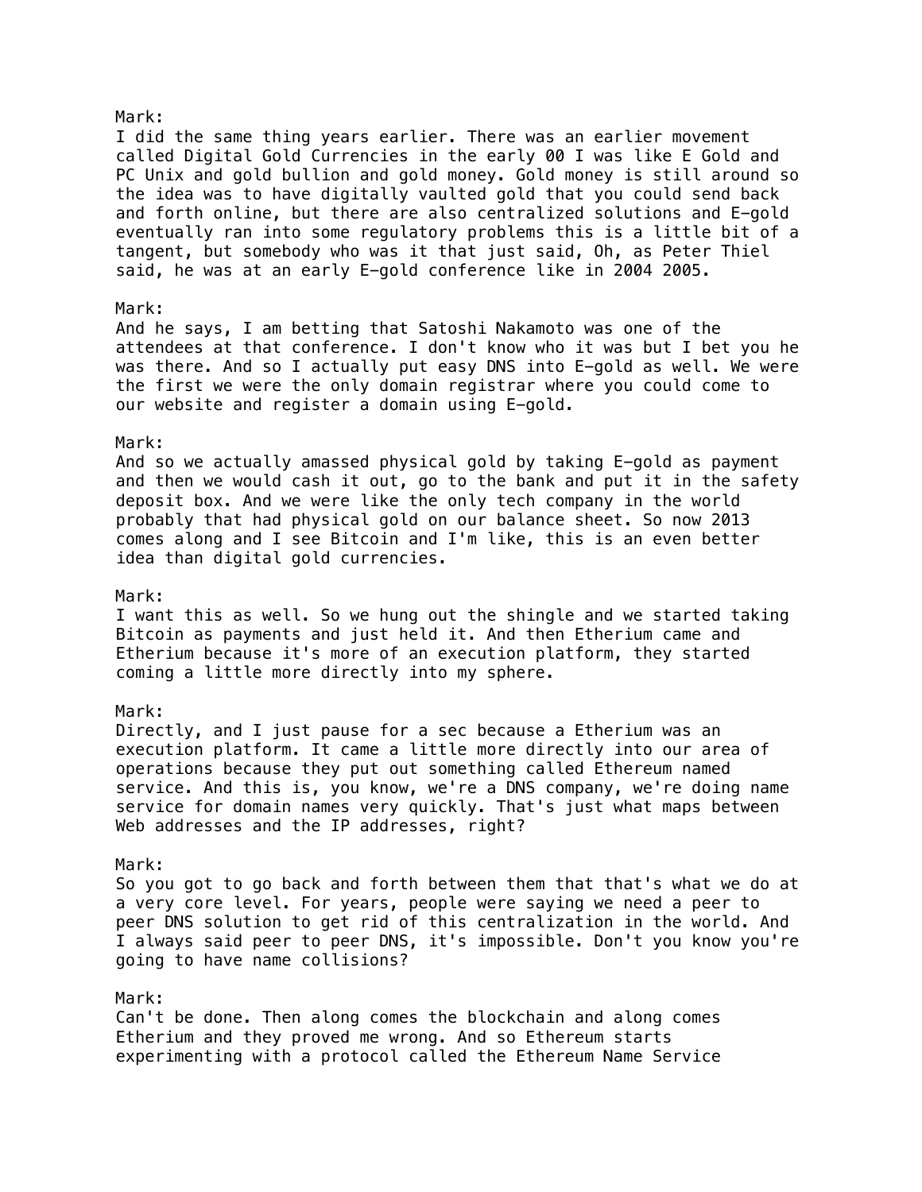Mark:
I did the same thing years earlier. There was an earlier movement called Digital Gold Currencies in the early 00 I was like E Gold and PC Unix and gold bullion and gold money. Gold money is still around so the idea was to have digitally vaulted gold that you could send back and forth online, but there are also centralized solutions and E-gold eventually ran into some regulatory problems this is a little bit of a tangent, but somebody who was it that just said, Oh, as Peter Thiel said, he was at an early E-gold conference like in 2004 2005.

Mark:
And he says, I am betting that Satoshi Nakamoto was one of the attendees at that conference. I don't know who it was but I bet you he was there. And so I actually put easy DNS into E-gold as well. We were the first we were the only domain registrar where you could come to our website and register a domain using E-gold.

Mark:
And so we actually amassed physical gold by taking E-gold as payment and then we would cash it out, go to the bank and put it in the safety deposit box. And we were like the only tech company in the world probably that had physical gold on our balance sheet. So now 2013 comes along and I see Bitcoin and I'm like, this is an even better idea than digital gold currencies.

Mark:
I want this as well. So we hung out the shingle and we started taking Bitcoin as payments and just held it. And then Etherium came and Etherium because it's more of an execution platform, they started coming a little more directly into my sphere.

Mark:
Directly, and I just pause for a sec because a Etherium was an execution platform. It came a little more directly into our area of operations because they put out something called Ethereum named service. And this is, you know, we're a DNS company, we're doing name service for domain names very quickly. That's just what maps between Web addresses and the IP addresses, right?

Mark:
So you got to go back and forth between them that that's what we do at a very core level. For years, people were saying we need a peer to peer DNS solution to get rid of this centralization in the world. And I always said peer to peer DNS, it's impossible. Don't you know you're going to have name collisions?

Mark:
Can't be done. Then along comes the blockchain and along comes Etherium and they proved me wrong. And so Ethereum starts experimenting with a protocol called the Ethereum Name Service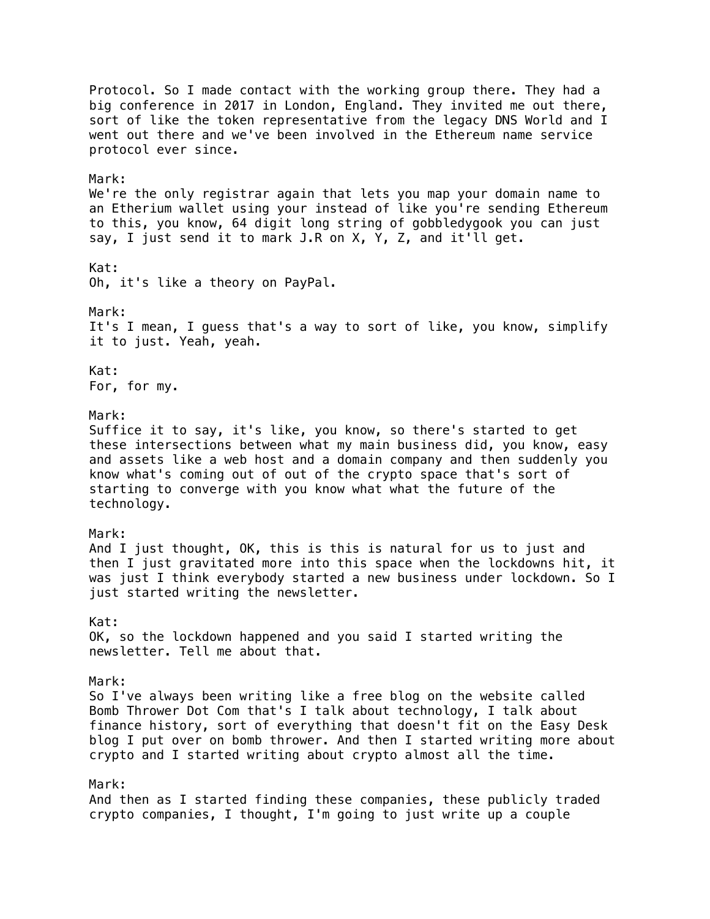Protocol. So I made contact with the working group there. They had a big conference in 2017 in London, England. They invited me out there, sort of like the token representative from the legacy DNS World and I went out there and we've been involved in the Ethereum name service protocol ever since.

Mark:
We're the only registrar again that lets you map your domain name to an Etherium wallet using your instead of like you're sending Ethereum to this, you know, 64 digit long string of gobbledygook you can just say, I just send it to mark J.R on X, Y, Z, and it'll get.

Kat:
Oh, it's like a theory on PayPal.

Mark:
It's I mean, I guess that's a way to sort of like, you know, simplify it to just. Yeah, yeah.

Kat:
For, for my.

Mark:
Suffice it to say, it's like, you know, so there's started to get these intersections between what my main business did, you know, easy and assets like a web host and a domain company and then suddenly you know what's coming out of out of the crypto space that's sort of starting to converge with you know what what the future of the technology.

Mark:
And I just thought, OK, this is this is natural for us to just and then I just gravitated more into this space when the lockdowns hit, it was just I think everybody started a new business under lockdown. So I just started writing the newsletter.

Kat:
OK, so the lockdown happened and you said I started writing the newsletter. Tell me about that.

Mark:
So I've always been writing like a free blog on the website called Bomb Thrower Dot Com that's I talk about technology, I talk about finance history, sort of everything that doesn't fit on the Easy Desk blog I put over on bomb thrower. And then I started writing more about crypto and I started writing about crypto almost all the time.

Mark:
And then as I started finding these companies, these publicly traded crypto companies, I thought, I'm going to just write up a couple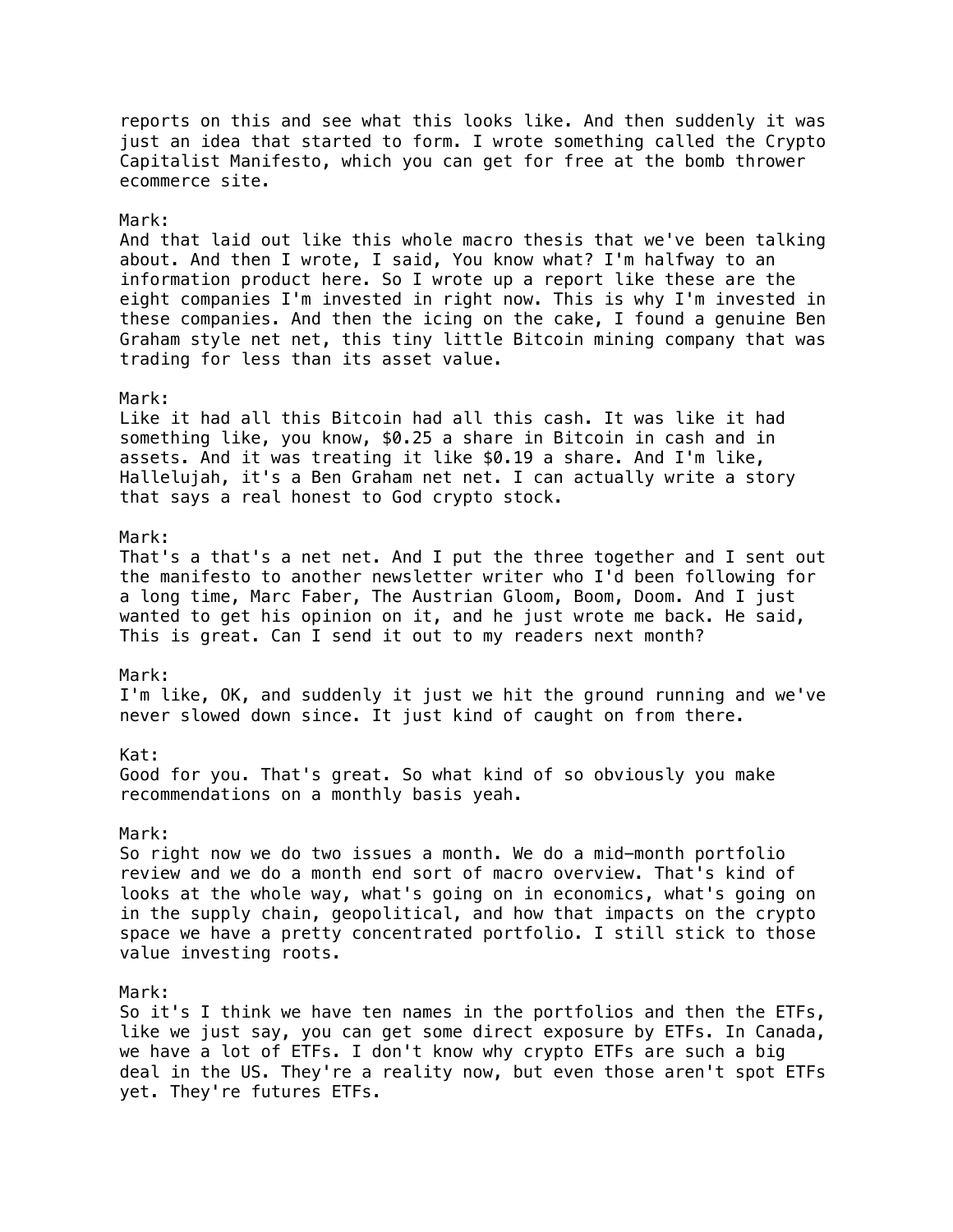reports on this and see what this looks like. And then suddenly it was just an idea that started to form. I wrote something called the Crypto Capitalist Manifesto, which you can get for free at the bomb thrower ecommerce site.

Mark:
And that laid out like this whole macro thesis that we've been talking about. And then I wrote, I said, You know what? I'm halfway to an information product here. So I wrote up a report like these are the eight companies I'm invested in right now. This is why I'm invested in these companies. And then the icing on the cake, I found a genuine Ben Graham style net net, this tiny little Bitcoin mining company that was trading for less than its asset value.

Mark:
Like it had all this Bitcoin had all this cash. It was like it had something like, you know, $0.25 a share in Bitcoin in cash and in assets. And it was treating it like $0.19 a share. And I'm like, Hallelujah, it's a Ben Graham net net. I can actually write a story that says a real honest to God crypto stock.

Mark:
That's a that's a net net. And I put the three together and I sent out the manifesto to another newsletter writer who I'd been following for a long time, Marc Faber, The Austrian Gloom, Boom, Doom. And I just wanted to get his opinion on it, and he just wrote me back. He said, This is great. Can I send it out to my readers next month?

Mark:
I'm like, OK, and suddenly it just we hit the ground running and we've never slowed down since. It just kind of caught on from there.

Kat:
Good for you. That's great. So what kind of so obviously you make recommendations on a monthly basis yeah.

Mark:
So right now we do two issues a month. We do a mid-month portfolio review and we do a month end sort of macro overview. That's kind of looks at the whole way, what's going on in economics, what's going on in the supply chain, geopolitical, and how that impacts on the crypto space we have a pretty concentrated portfolio. I still stick to those value investing roots.

Mark:
So it's I think we have ten names in the portfolios and then the ETFs, like we just say, you can get some direct exposure by ETFs. In Canada, we have a lot of ETFs. I don't know why crypto ETFs are such a big deal in the US. They're a reality now, but even those aren't spot ETFs yet. They're futures ETFs.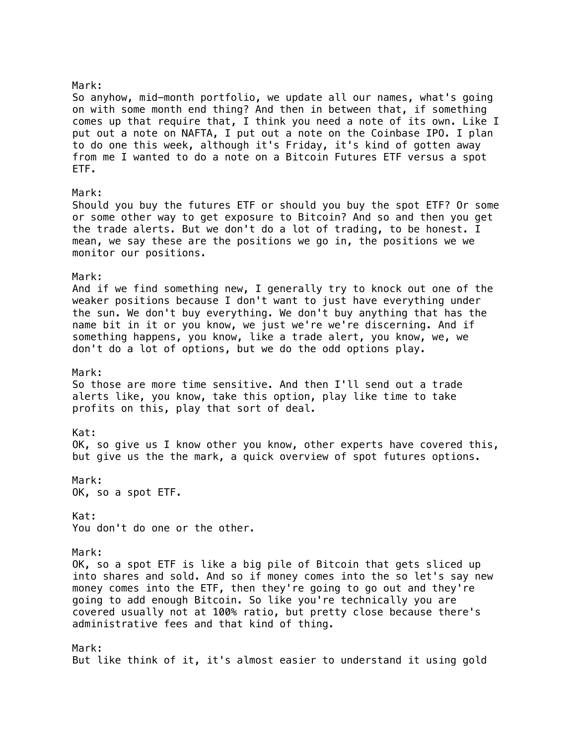Mark:
So anyhow, mid-month portfolio, we update all our names, what's going on with some month end thing? And then in between that, if something comes up that require that, I think you need a note of its own. Like I put out a note on NAFTA, I put out a note on the Coinbase IPO. I plan to do one this week, although it's Friday, it's kind of gotten away from me I wanted to do a note on a Bitcoin Futures ETF versus a spot ETF.

Mark:
Should you buy the futures ETF or should you buy the spot ETF? Or some or some other way to get exposure to Bitcoin? And so and then you get the trade alerts. But we don't do a lot of trading, to be honest. I mean, we say these are the positions we go in, the positions we we monitor our positions.

Mark:
And if we find something new, I generally try to knock out one of the weaker positions because I don't want to just have everything under the sun. We don't buy everything. We don't buy anything that has the name bit in it or you know, we just we're we're discerning. And if something happens, you know, like a trade alert, you know, we, we don't do a lot of options, but we do the odd options play.

Mark:
So those are more time sensitive. And then I'll send out a trade alerts like, you know, take this option, play like time to take profits on this, play that sort of deal.

Kat:
OK, so give us I know other you know, other experts have covered this, but give us the the mark, a quick overview of spot futures options.

Mark:
OK, so a spot ETF.

Kat:
You don't do one or the other.

Mark:
OK, so a spot ETF is like a big pile of Bitcoin that gets sliced up into shares and sold. And so if money comes into the so let's say new money comes into the ETF, then they're going to go out and they're going to add enough Bitcoin. So like you're technically you are covered usually not at 100% ratio, but pretty close because there's administrative fees and that kind of thing.

Mark:
But like think of it, it's almost easier to understand it using gold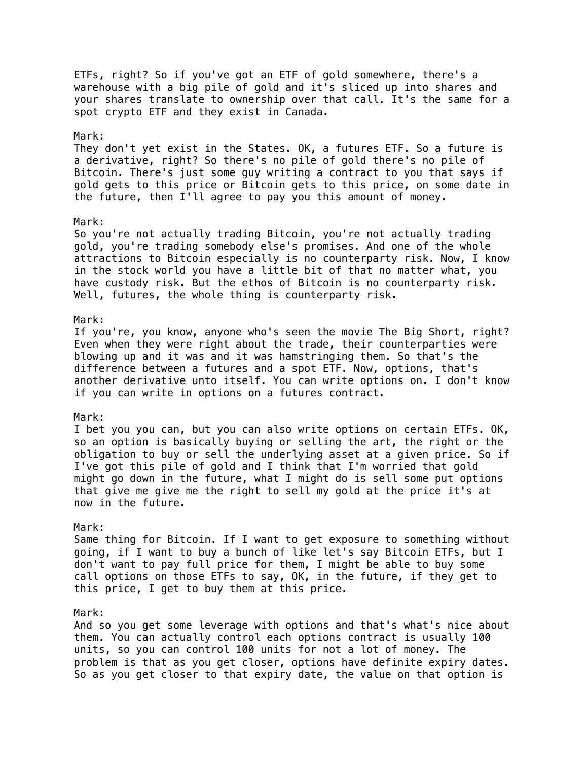ETFs, right? So if you've got an ETF of gold somewhere, there's a warehouse with a big pile of gold and it's sliced up into shares and your shares translate to ownership over that call. It's the same for a spot crypto ETF and they exist in Canada.

Mark:
They don't yet exist in the States. OK, a futures ETF. So a future is a derivative, right? So there's no pile of gold there's no pile of Bitcoin. There's just some guy writing a contract to you that says if gold gets to this price or Bitcoin gets to this price, on some date in the future, then I'll agree to pay you this amount of money.

Mark:
So you're not actually trading Bitcoin, you're not actually trading gold, you're trading somebody else's promises. And one of the whole attractions to Bitcoin especially is no counterparty risk. Now, I know in the stock world you have a little bit of that no matter what, you have custody risk. But the ethos of Bitcoin is no counterparty risk. Well, futures, the whole thing is counterparty risk.

Mark:
If you're, you know, anyone who's seen the movie The Big Short, right? Even when they were right about the trade, their counterparties were blowing up and it was and it was hamstringing them. So that's the difference between a futures and a spot ETF. Now, options, that's another derivative unto itself. You can write options on. I don't know if you can write in options on a futures contract.

Mark:
I bet you you can, but you can also write options on certain ETFs. OK, so an option is basically buying or selling the art, the right or the obligation to buy or sell the underlying asset at a given price. So if I've got this pile of gold and I think that I'm worried that gold might go down in the future, what I might do is sell some put options that give me give me the right to sell my gold at the price it's at now in the future.

Mark:
Same thing for Bitcoin. If I want to get exposure to something without going, if I want to buy a bunch of like let's say Bitcoin ETFs, but I don't want to pay full price for them, I might be able to buy some call options on those ETFs to say, OK, in the future, if they get to this price, I get to buy them at this price.

Mark:
And so you get some leverage with options and that's what's nice about them. You can actually control each options contract is usually 100 units, so you can control 100 units for not a lot of money. The problem is that as you get closer, options have definite expiry dates. So as you get closer to that expiry date, the value on that option is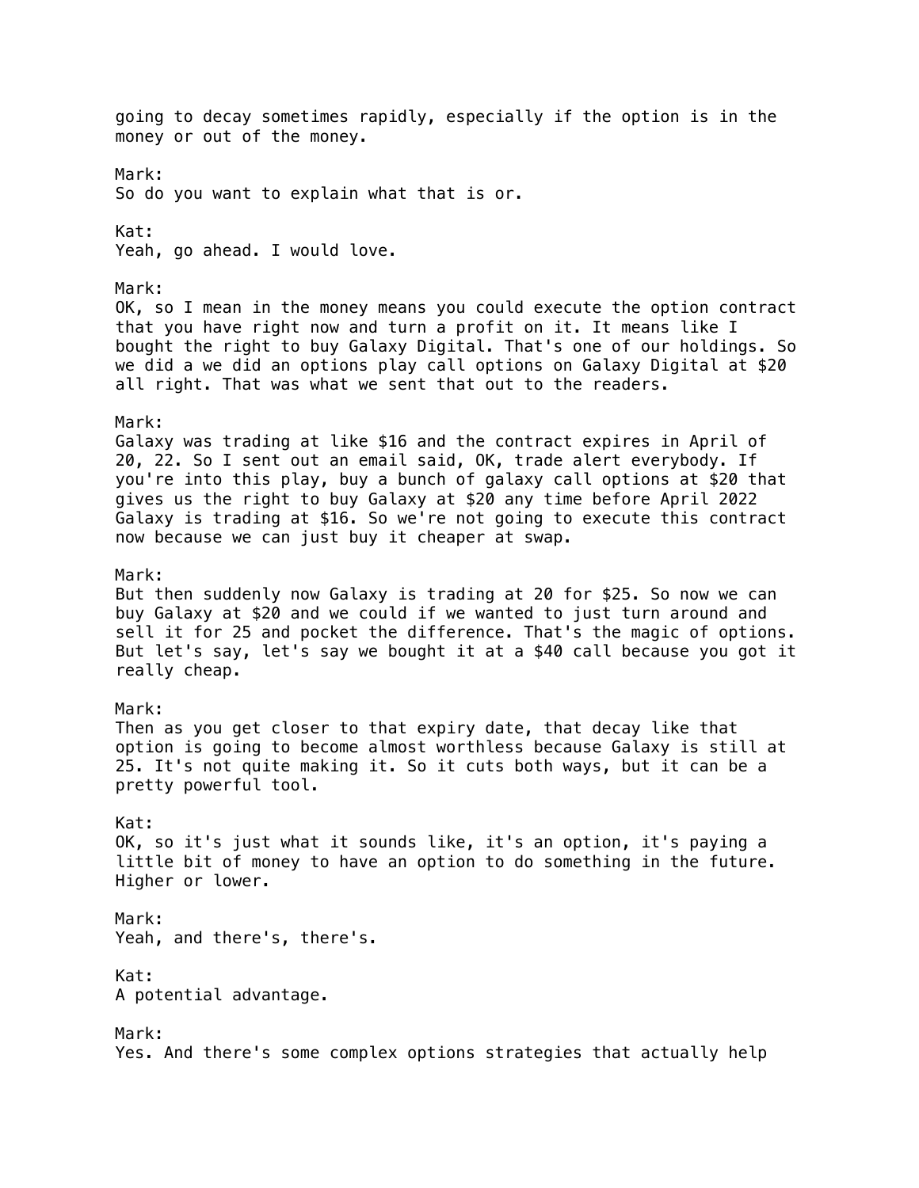going to decay sometimes rapidly, especially if the option is in the money or out of the money.

Mark:
So do you want to explain what that is or.

Kat:
Yeah, go ahead. I would love.

Mark:
OK, so I mean in the money means you could execute the option contract that you have right now and turn a profit on it. It means like I bought the right to buy Galaxy Digital. That's one of our holdings. So we did a we did an options play call options on Galaxy Digital at $20 all right. That was what we sent that out to the readers.

Mark:
Galaxy was trading at like $16 and the contract expires in April of 20, 22. So I sent out an email said, OK, trade alert everybody. If you're into this play, buy a bunch of galaxy call options at $20 that gives us the right to buy Galaxy at $20 any time before April 2022 Galaxy is trading at $16. So we're not going to execute this contract now because we can just buy it cheaper at swap.

Mark:
But then suddenly now Galaxy is trading at 20 for $25. So now we can buy Galaxy at $20 and we could if we wanted to just turn around and sell it for 25 and pocket the difference. That's the magic of options. But let's say, let's say we bought it at a $40 call because you got it really cheap.

Mark:
Then as you get closer to that expiry date, that decay like that option is going to become almost worthless because Galaxy is still at 25. It's not quite making it. So it cuts both ways, but it can be a pretty powerful tool.

Kat:
OK, so it's just what it sounds like, it's an option, it's paying a little bit of money to have an option to do something in the future. Higher or lower.

Mark:
Yeah, and there's, there's.

Kat:
A potential advantage.

Mark:
Yes. And there's some complex options strategies that actually help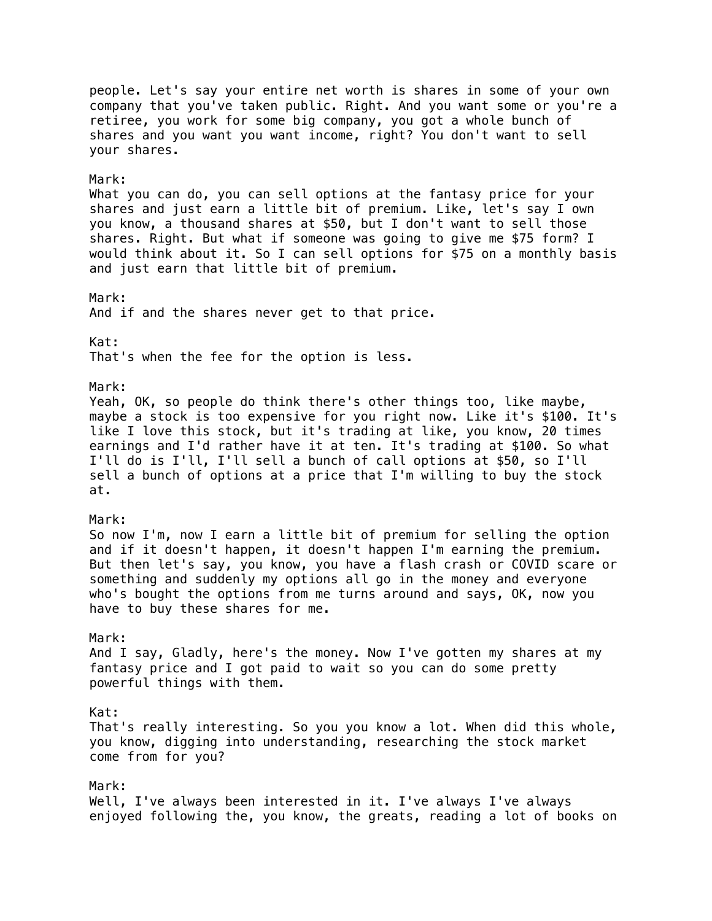people. Let's say your entire net worth is shares in some of your own company that you've taken public. Right. And you want some or you're a retiree, you work for some big company, you got a whole bunch of shares and you want you want income, right? You don't want to sell your shares.

Mark:
What you can do, you can sell options at the fantasy price for your shares and just earn a little bit of premium. Like, let's say I own you know, a thousand shares at $50, but I don't want to sell those shares. Right. But what if someone was going to give me $75 form? I would think about it. So I can sell options for $75 on a monthly basis and just earn that little bit of premium.

Mark:
And if and the shares never get to that price.

Kat:
That's when the fee for the option is less.

Mark:
Yeah, OK, so people do think there's other things too, like maybe, maybe a stock is too expensive for you right now. Like it's $100. It's like I love this stock, but it's trading at like, you know, 20 times earnings and I'd rather have it at ten. It's trading at $100. So what I'll do is I'll, I'll sell a bunch of call options at $50, so I'll sell a bunch of options at a price that I'm willing to buy the stock at.

Mark:
So now I'm, now I earn a little bit of premium for selling the option and if it doesn't happen, it doesn't happen I'm earning the premium. But then let's say, you know, you have a flash crash or COVID scare or something and suddenly my options all go in the money and everyone who's bought the options from me turns around and says, OK, now you have to buy these shares for me.

Mark:
And I say, Gladly, here's the money. Now I've gotten my shares at my fantasy price and I got paid to wait so you can do some pretty powerful things with them.

Kat:
That's really interesting. So you you know a lot. When did this whole, you know, digging into understanding, researching the stock market come from for you?

Mark:
Well, I've always been interested in it. I've always I've always enjoyed following the, you know, the greats, reading a lot of books on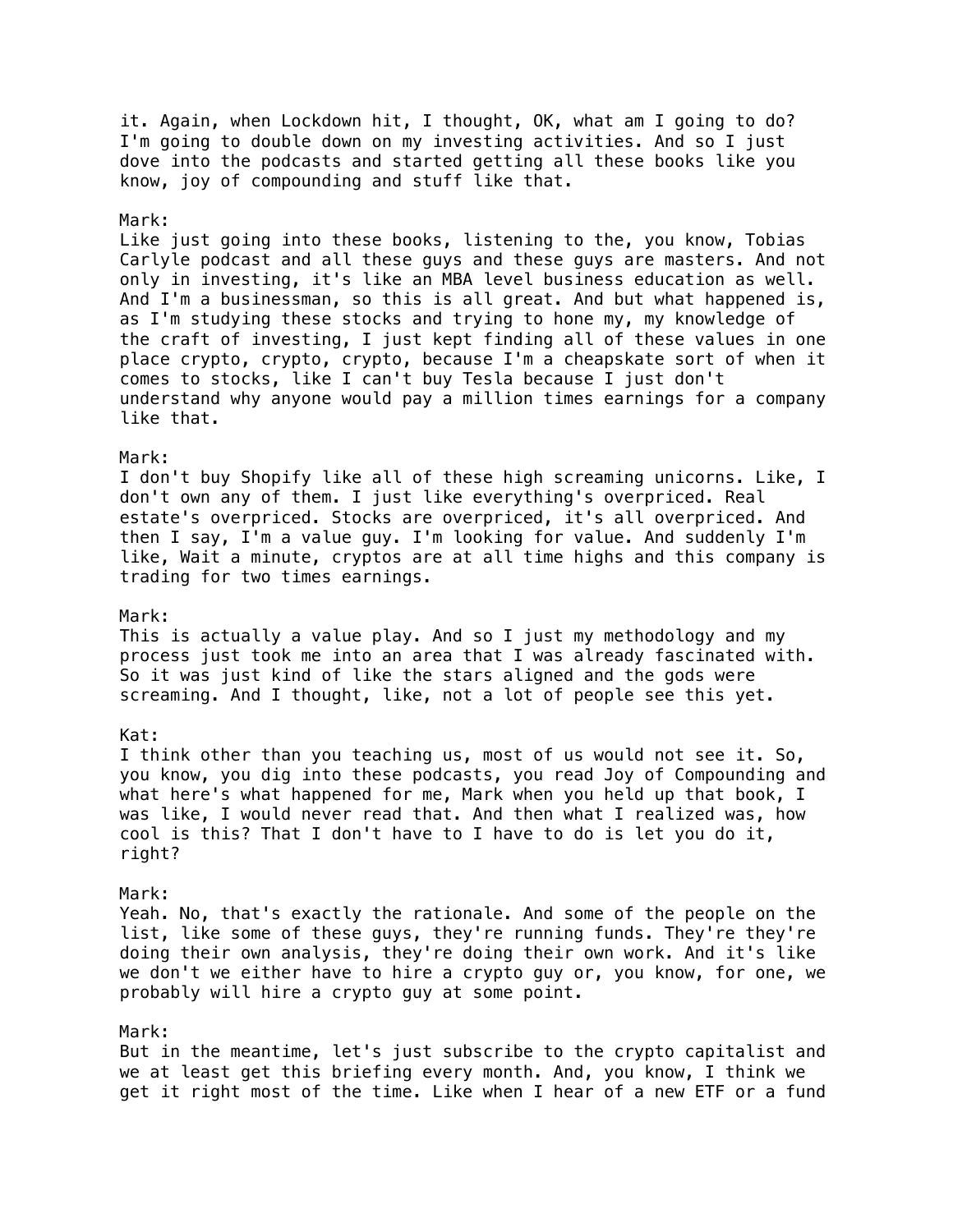it. Again, when Lockdown hit, I thought, OK, what am I going to do? I'm going to double down on my investing activities. And so I just dove into the podcasts and started getting all these books like you know, joy of compounding and stuff like that.

Mark:
Like just going into these books, listening to the, you know, Tobias Carlyle podcast and all these guys and these guys are masters. And not only in investing, it's like an MBA level business education as well. And I'm a businessman, so this is all great. And but what happened is, as I'm studying these stocks and trying to hone my, my knowledge of the craft of investing, I just kept finding all of these values in one place crypto, crypto, crypto, because I'm a cheapskate sort of when it comes to stocks, like I can't buy Tesla because I just don't understand why anyone would pay a million times earnings for a company like that.

Mark:
I don't buy Shopify like all of these high screaming unicorns. Like, I don't own any of them. I just like everything's overpriced. Real estate's overpriced. Stocks are overpriced, it's all overpriced. And then I say, I'm a value guy. I'm looking for value. And suddenly I'm like, Wait a minute, cryptos are at all time highs and this company is trading for two times earnings.

Mark:
This is actually a value play. And so I just my methodology and my process just took me into an area that I was already fascinated with. So it was just kind of like the stars aligned and the gods were screaming. And I thought, like, not a lot of people see this yet.

Kat:
I think other than you teaching us, most of us would not see it. So, you know, you dig into these podcasts, you read Joy of Compounding and what here's what happened for me, Mark when you held up that book, I was like, I would never read that. And then what I realized was, how cool is this? That I don't have to I have to do is let you do it, right?

Mark:
Yeah. No, that's exactly the rationale. And some of the people on the list, like some of these guys, they're running funds. They're they're doing their own analysis, they're doing their own work. And it's like we don't we either have to hire a crypto guy or, you know, for one, we probably will hire a crypto guy at some point.

Mark:
But in the meantime, let's just subscribe to the crypto capitalist and we at least get this briefing every month. And, you know, I think we get it right most of the time. Like when I hear of a new ETF or a fund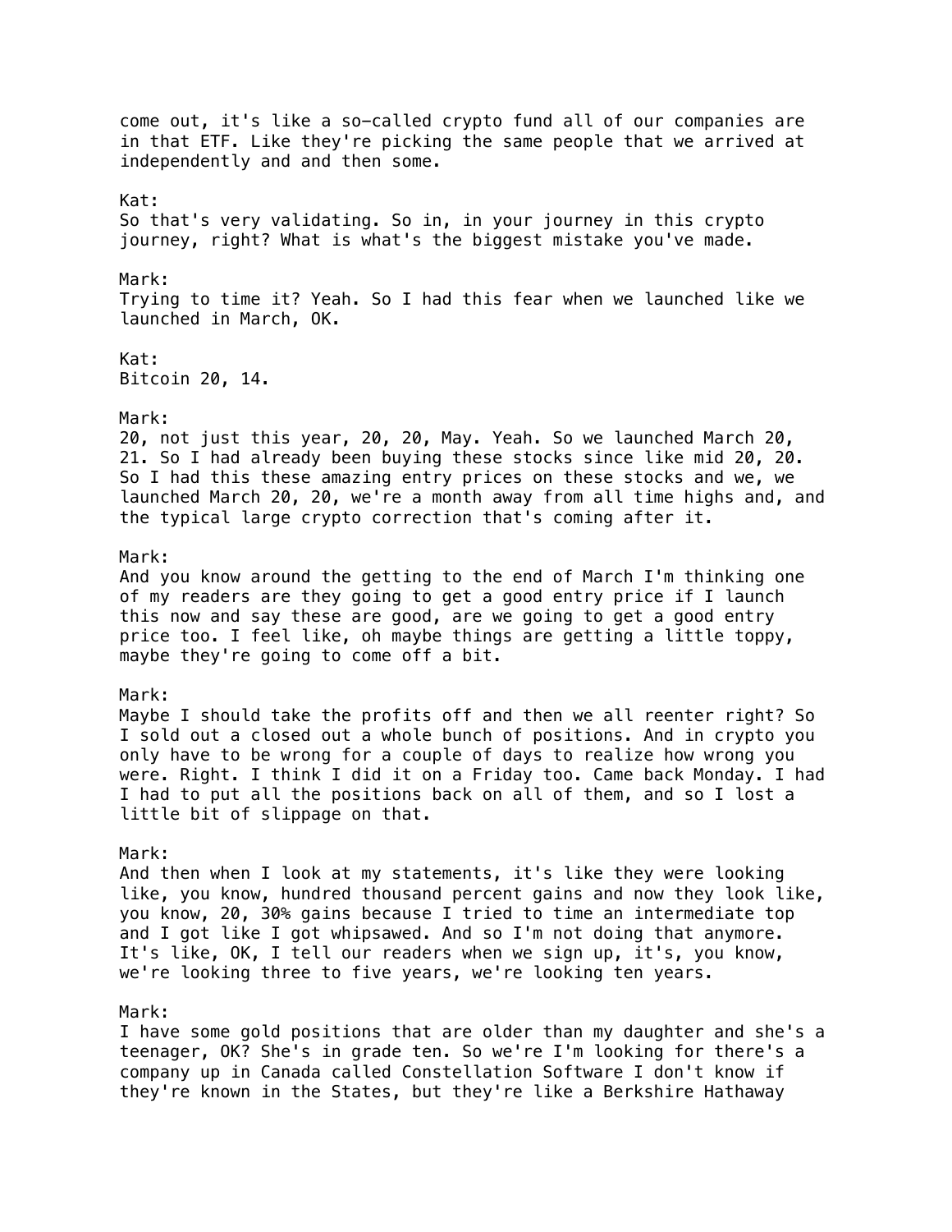come out, it's like a so-called crypto fund all of our companies are in that ETF. Like they're picking the same people that we arrived at independently and and then some.

Kat:
So that's very validating. So in, in your journey in this crypto journey, right? What is what's the biggest mistake you've made.

Mark:
Trying to time it? Yeah. So I had this fear when we launched like we launched in March, OK.

Kat:
Bitcoin 20, 14.

Mark:
20, not just this year, 20, 20, May. Yeah. So we launched March 20, 21. So I had already been buying these stocks since like mid 20, 20. So I had this these amazing entry prices on these stocks and we, we launched March 20, 20, we're a month away from all time highs and, and the typical large crypto correction that's coming after it.

Mark:
And you know around the getting to the end of March I'm thinking one of my readers are they going to get a good entry price if I launch this now and say these are good, are we going to get a good entry price too. I feel like, oh maybe things are getting a little toppy, maybe they're going to come off a bit.

Mark:
Maybe I should take the profits off and then we all reenter right? So I sold out a closed out a whole bunch of positions. And in crypto you only have to be wrong for a couple of days to realize how wrong you were. Right. I think I did it on a Friday too. Came back Monday. I had I had to put all the positions back on all of them, and so I lost a little bit of slippage on that.

Mark:
And then when I look at my statements, it's like they were looking like, you know, hundred thousand percent gains and now they look like, you know, 20, 30% gains because I tried to time an intermediate top and I got like I got whipsawed. And so I'm not doing that anymore. It's like, OK, I tell our readers when we sign up, it's, you know, we're looking three to five years, we're looking ten years.

Mark:
I have some gold positions that are older than my daughter and she's a teenager, OK? She's in grade ten. So we're I'm looking for there's a company up in Canada called Constellation Software I don't know if they're known in the States, but they're like a Berkshire Hathaway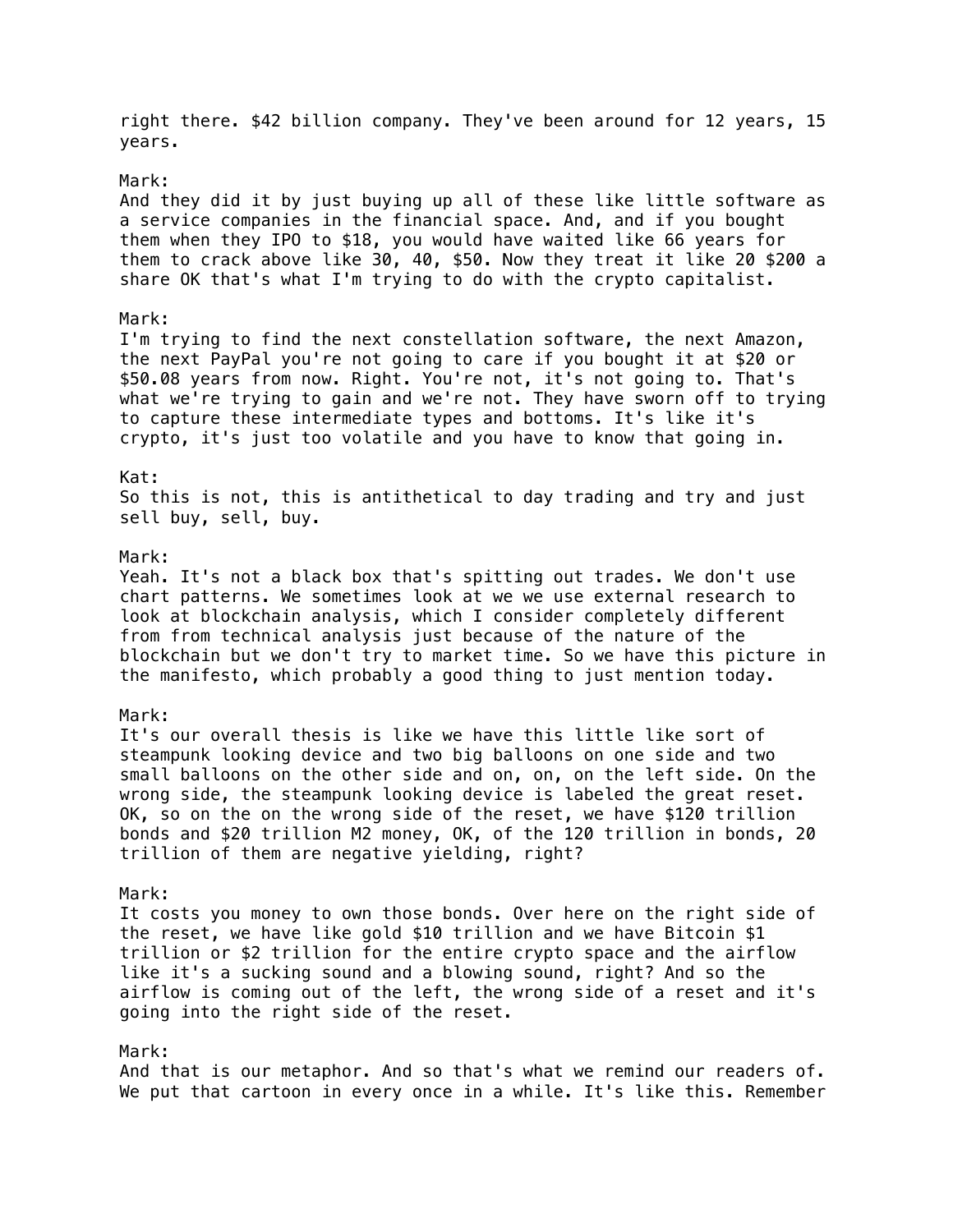right there. $42 billion company. They've been around for 12 years, 15 years.

Mark:
And they did it by just buying up all of these like little software as a service companies in the financial space. And, and if you bought them when they IPO to $18, you would have waited like 66 years for them to crack above like 30, 40, $50. Now they treat it like 20 $200 a share OK that's what I'm trying to do with the crypto capitalist.

Mark:
I'm trying to find the next constellation software, the next Amazon, the next PayPal you're not going to care if you bought it at $20 or $50.08 years from now. Right. You're not, it's not going to. That's what we're trying to gain and we're not. They have sworn off to trying to capture these intermediate types and bottoms. It's like it's crypto, it's just too volatile and you have to know that going in.

Kat:
So this is not, this is antithetical to day trading and try and just sell buy, sell, buy.

Mark:
Yeah. It's not a black box that's spitting out trades. We don't use chart patterns. We sometimes look at we we use external research to look at blockchain analysis, which I consider completely different from from technical analysis just because of the nature of the blockchain but we don't try to market time. So we have this picture in the manifesto, which probably a good thing to just mention today.

Mark:
It's our overall thesis is like we have this little like sort of steampunk looking device and two big balloons on one side and two small balloons on the other side and on, on, on the left side. On the wrong side, the steampunk looking device is labeled the great reset. OK, so on the on the wrong side of the reset, we have $120 trillion bonds and $20 trillion M2 money, OK, of the 120 trillion in bonds, 20 trillion of them are negative yielding, right?

Mark:
It costs you money to own those bonds. Over here on the right side of the reset, we have like gold $10 trillion and we have Bitcoin $1 trillion or $2 trillion for the entire crypto space and the airflow like it's a sucking sound and a blowing sound, right? And so the airflow is coming out of the left, the wrong side of a reset and it's going into the right side of the reset.

Mark:
And that is our metaphor. And so that's what we remind our readers of. We put that cartoon in every once in a while. It's like this. Remember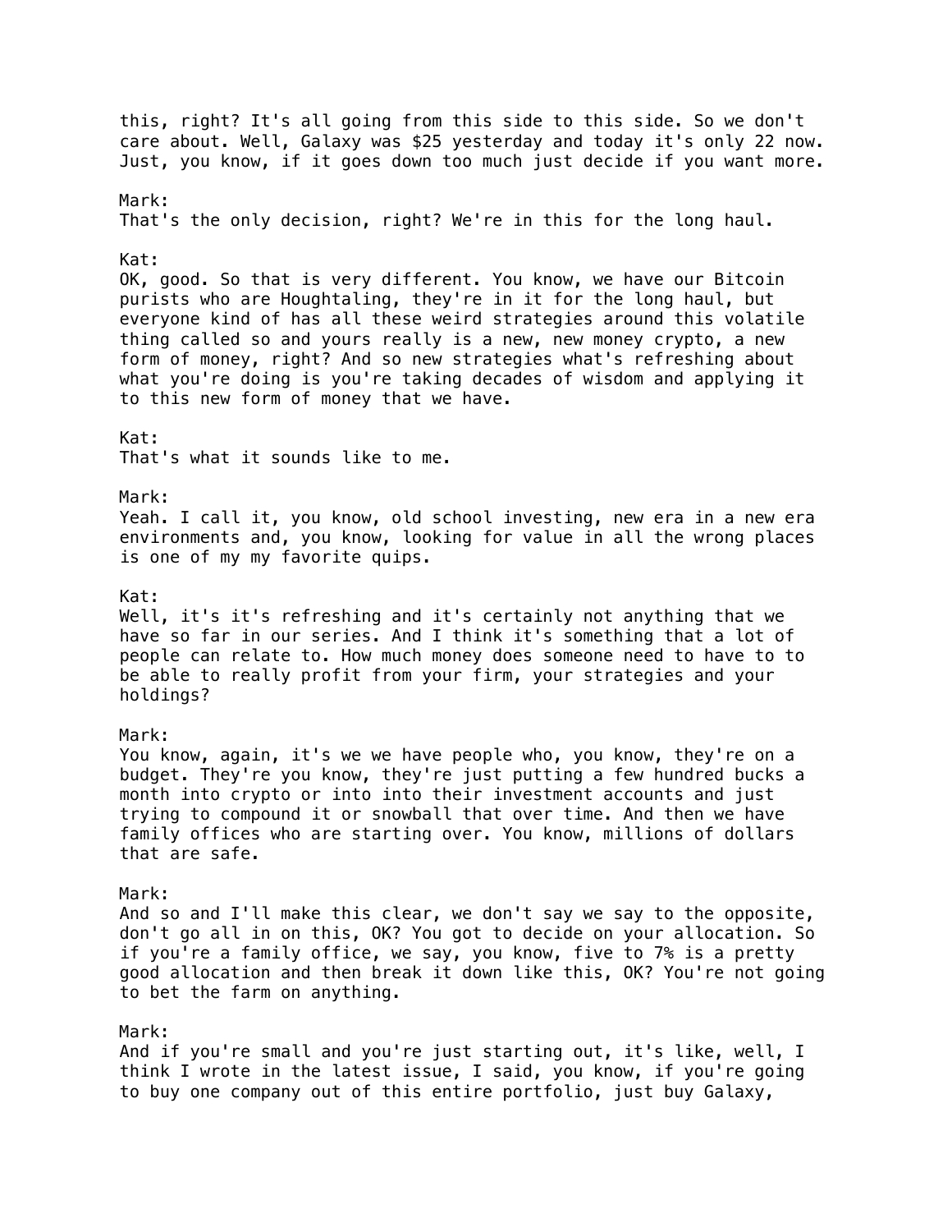this, right? It's all going from this side to this side. So we don't care about. Well, Galaxy was $25 yesterday and today it's only 22 now. Just, you know, if it goes down too much just decide if you want more.

Mark:
That's the only decision, right? We're in this for the long haul.

Kat:
OK, good. So that is very different. You know, we have our Bitcoin purists who are Houghtaling, they're in it for the long haul, but everyone kind of has all these weird strategies around this volatile thing called so and yours really is a new, new money crypto, a new form of money, right? And so new strategies what's refreshing about what you're doing is you're taking decades of wisdom and applying it to this new form of money that we have.

Kat:
That's what it sounds like to me.

Mark:
Yeah. I call it, you know, old school investing, new era in a new era environments and, you know, looking for value in all the wrong places is one of my my favorite quips.

Kat:
Well, it's it's refreshing and it's certainly not anything that we have so far in our series. And I think it's something that a lot of people can relate to. How much money does someone need to have to to be able to really profit from your firm, your strategies and your holdings?

Mark:
You know, again, it's we we have people who, you know, they're on a budget. They're you know, they're just putting a few hundred bucks a month into crypto or into into their investment accounts and just trying to compound it or snowball that over time. And then we have family offices who are starting over. You know, millions of dollars that are safe.

Mark:
And so and I'll make this clear, we don't say we say to the opposite, don't go all in on this, OK? You got to decide on your allocation. So if you're a family office, we say, you know, five to 7% is a pretty good allocation and then break it down like this, OK? You're not going to bet the farm on anything.

Mark:
And if you're small and you're just starting out, it's like, well, I think I wrote in the latest issue, I said, you know, if you're going to buy one company out of this entire portfolio, just buy Galaxy,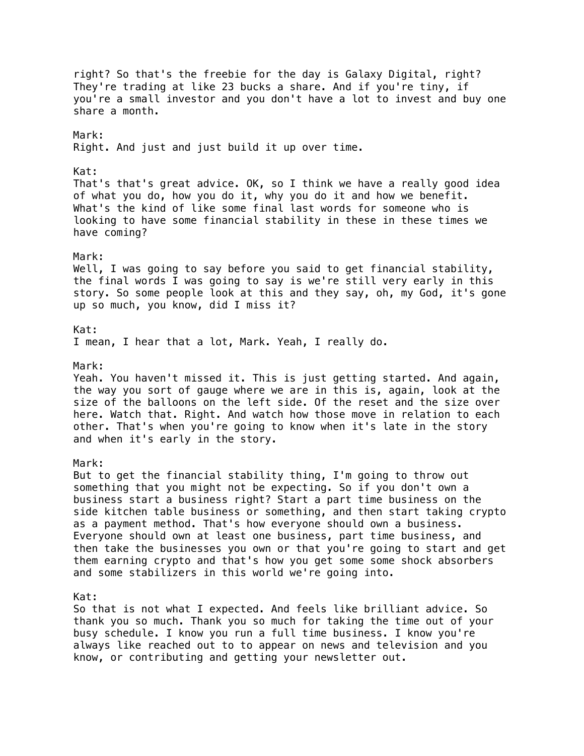right? So that's the freebie for the day is Galaxy Digital, right? They're trading at like 23 bucks a share. And if you're tiny, if you're a small investor and you don't have a lot to invest and buy one share a month.

Mark:
Right. And just and just build it up over time.

Kat:
That's that's great advice. OK, so I think we have a really good idea of what you do, how you do it, why you do it and how we benefit. What's the kind of like some final last words for someone who is looking to have some financial stability in these in these times we have coming?

Mark:
Well, I was going to say before you said to get financial stability, the final words I was going to say is we're still very early in this story. So some people look at this and they say, oh, my God, it's gone up so much, you know, did I miss it?

Kat:
I mean, I hear that a lot, Mark. Yeah, I really do.

Mark:
Yeah. You haven't missed it. This is just getting started. And again, the way you sort of gauge where we are in this is, again, look at the size of the balloons on the left side. Of the reset and the size over here. Watch that. Right. And watch how those move in relation to each other. That's when you're going to know when it's late in the story and when it's early in the story.

Mark:
But to get the financial stability thing, I'm going to throw out something that you might not be expecting. So if you don't own a business start a business right? Start a part time business on the side kitchen table business or something, and then start taking crypto as a payment method. That's how everyone should own a business. Everyone should own at least one business, part time business, and then take the businesses you own or that you're going to start and get them earning crypto and that's how you get some some shock absorbers and some stabilizers in this world we're going into.

Kat:
So that is not what I expected. And feels like brilliant advice. So thank you so much. Thank you so much for taking the time out of your busy schedule. I know you run a full time business. I know you're always like reached out to to appear on news and television and you know, or contributing and getting your newsletter out.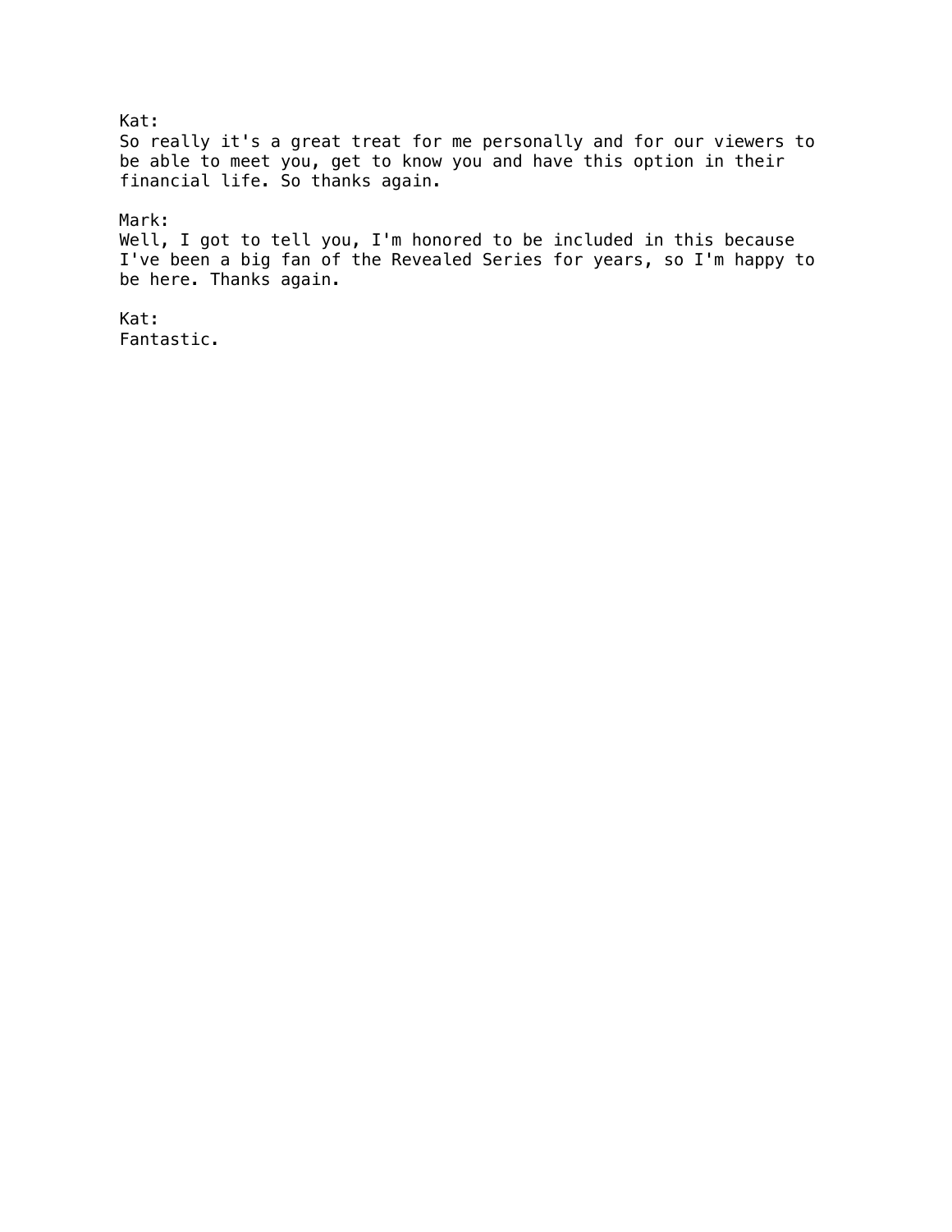Kat:
So really it's a great treat for me personally and for our viewers to be able to meet you, get to know you and have this option in their financial life. So thanks again.

Mark:
Well, I got to tell you, I'm honored to be included in this because I've been a big fan of the Revealed Series for years, so I'm happy to be here. Thanks again.

Kat:
Fantastic.